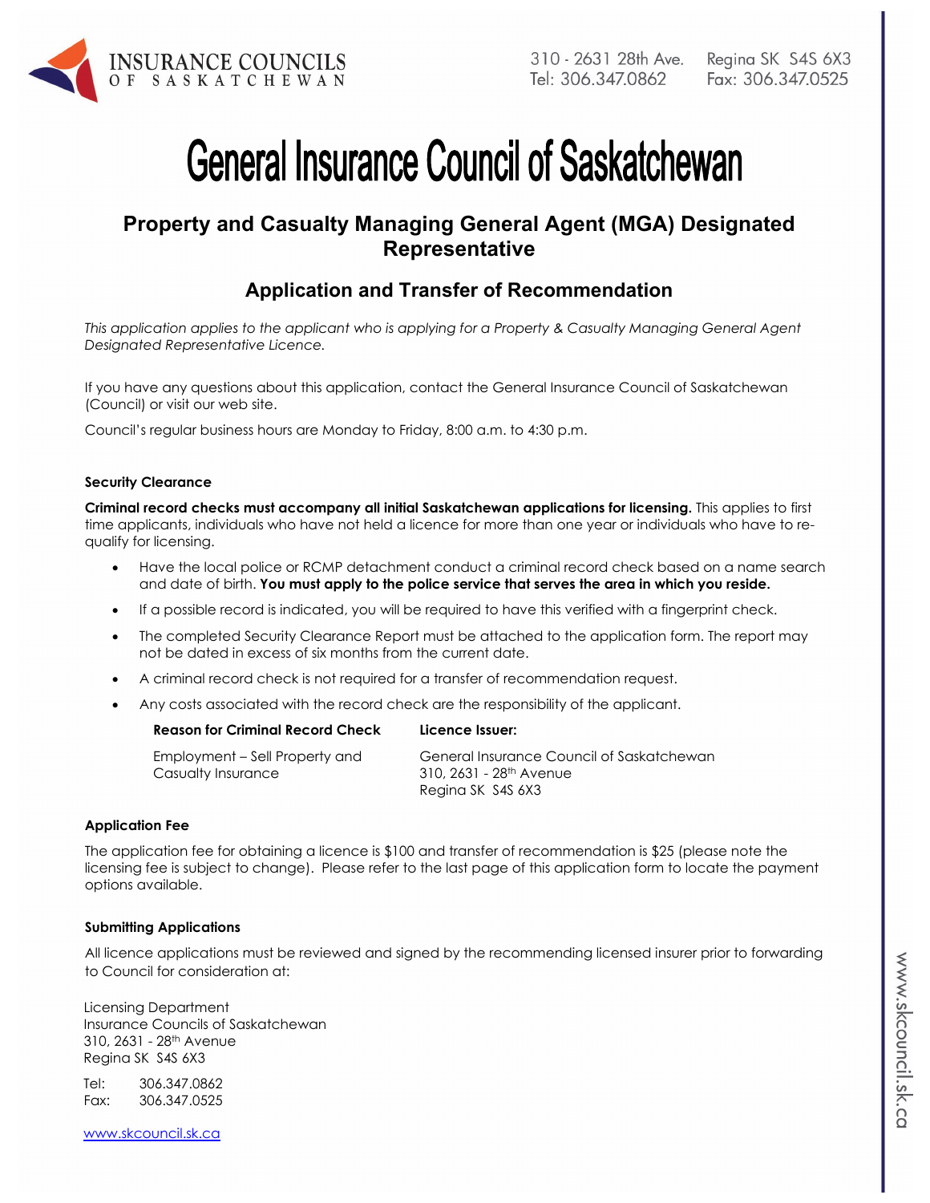INSURANCE COUNCILS OF SASKATCHEWAN

310 - 2631 28th Ave. Regina SK S4S 6X3
Tel: 306.347.0862 Fax: 306.347.0525

# General Insurance Council of Saskatchewan

## Property and Casualty Managing General Agent (MGA) Designated Representative

## Application and Transfer of Recommendation

*This application applies to the applicant who is applying for a Property & Casualty Managing General Agent Designated Representative Licence.*

If you have any questions about this application, contact the General Insurance Council of Saskatchewan (Council) or visit our web site.

Council's regular business hours are Monday to Friday, 8:00 a.m. to 4:30 p.m.

### Security Clearance

**Criminal record checks must accompany all initial Saskatchewan applications for licensing.** This applies to first time applicants, individuals who have not held a licence for more than one year or individuals who have to re-qualify for licensing.

- Have the local police or RCMP detachment conduct a criminal record check based on a name search and date of birth. **You must apply to the police service that serves the area in which you reside.**
- If a possible record is indicated, you will be required to have this verified with a fingerprint check.
- The completed Security Clearance Report must be attached to the application form. The report may not be dated in excess of six months from the current date.
- A criminal record check is not required for a transfer of recommendation request.
- Any costs associated with the record check are the responsibility of the applicant.

| Reason for Criminal Record Check | Licence Issuer: |
|---|---|
| Employment – Sell Property and Casualty Insurance | General Insurance Council of Saskatchewan<br>310, 2631 - 28th Avenue<br>Regina SK S4S 6X3 |

### Application Fee

The application fee for obtaining a licence is $100 and transfer of recommendation is $25 (please note the licensing fee is subject to change). Please refer to the last page of this application form to locate the payment options available.

### Submitting Applications

All licence applications must be reviewed and signed by the recommending licensed insurer prior to forwarding to Council for consideration at:

Licensing Department
Insurance Councils of Saskatchewan
310, 2631 - 28th Avenue
Regina SK S4S 6X3

Tel: 306.347.0862
Fax: 306.347.0525

www.skcouncil.sk.ca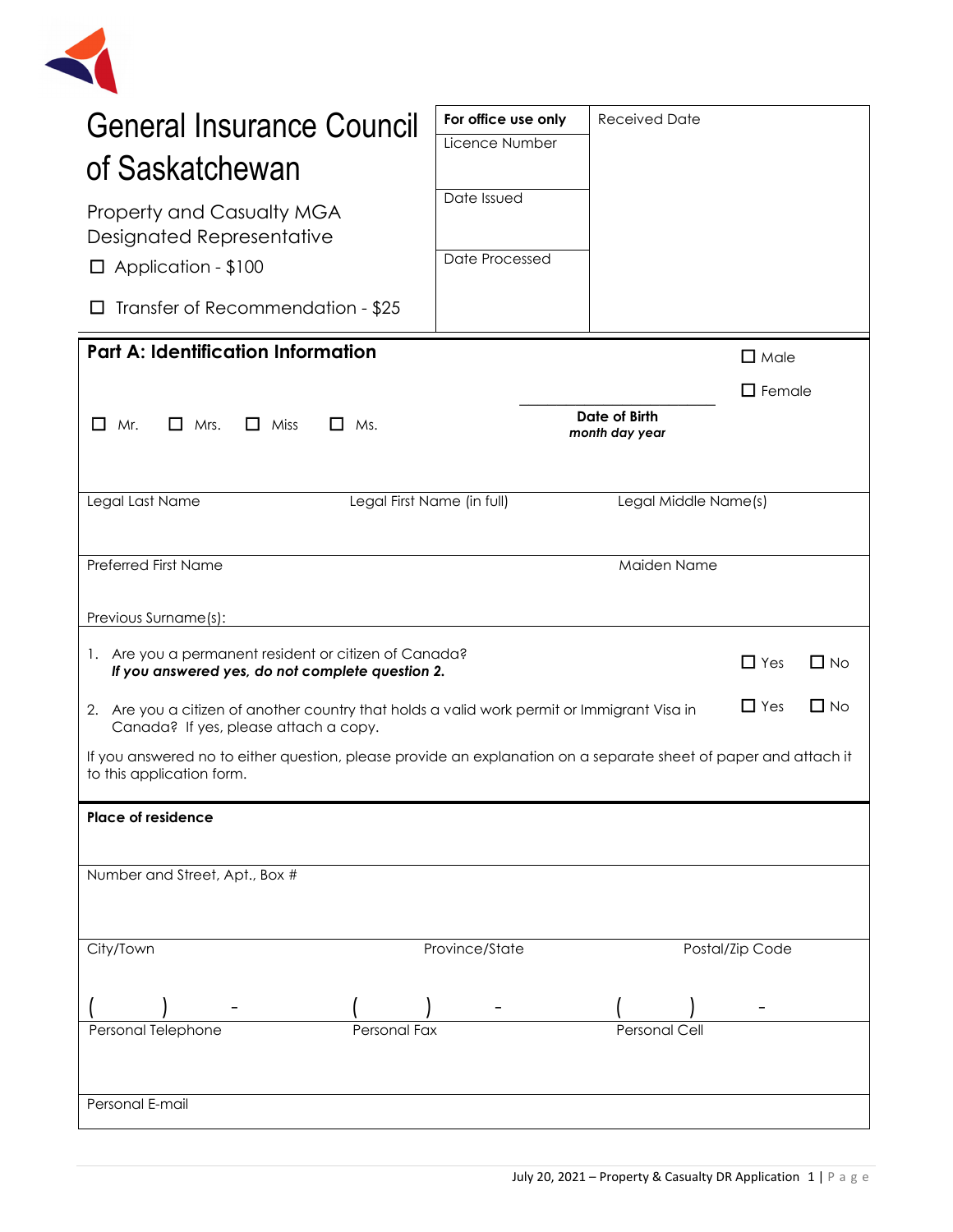# General Insurance Council of Saskatchewan

Property and Casualty MGA Designated Representative

☐ Application - $100

☐ Transfer of Recommendation - $25

| For office use only | Received Date |
|---|---|
| Licence Number | |
| Date Issued | |
| Date Processed | |

## Part A: Identification Information

☐ Male

☐ Female

☐ Mr. ☐ Mrs. ☐ Miss ☐ Ms.

**Date of Birth**
***month day year***

| Legal Last Name | Legal First Name (in full) | Legal Middle Name(s) |
|---|---|---|
| | | |

| Preferred First Name | Maiden Name |
|---|---|
| | |

Previous Surname(s):

1. Are you a permanent resident or citizen of Canada? ☐ Yes ☐ No
   ***If you answered yes, do not complete question 2.***

2. Are you a citizen of another country that holds a valid work permit or Immigrant Visa in Canada? If yes, please attach a copy. ☐ Yes ☐ No

If you answered no to either question, please provide an explanation on a separate sheet of paper and attach it to this application form.

**Place of residence**

Number and Street, Apt., Box #

| City/Town | Province/State | Postal/Zip Code |
|---|---|---|
| ( ) - | ( ) - | ( ) - |
| Personal Telephone | Personal Fax | Personal Cell |

Personal E-mail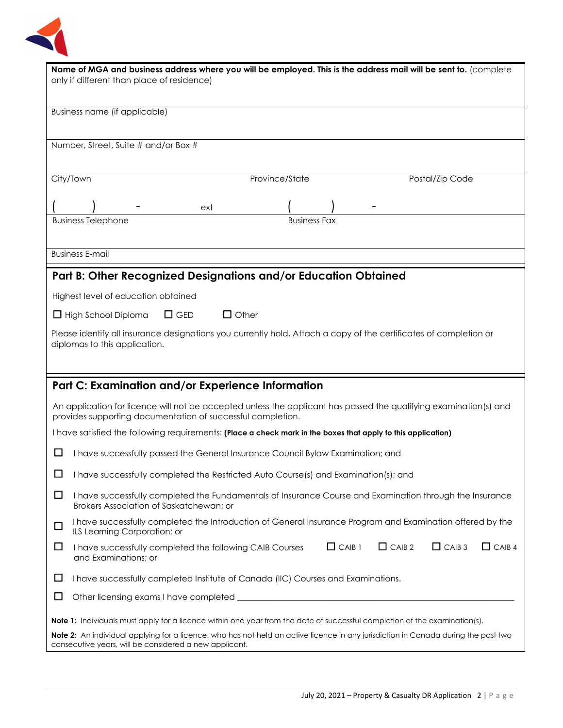**Name of MGA and business address where you will be employed. This is the address mail will be sent to.** (complete only if different than place of residence)

Business name (if applicable)

Number, Street, Suite # and/or Box #

| City/Town | Province/State | Postal/Zip Code |
|---|---|---|
| | | |

( ) - ext ( ) -

Business Telephone Business Fax

Business E-mail

## Part B: Other Recognized Designations and/or Education Obtained

Highest level of education obtained

☐ High School Diploma ☐ GED ☐ Other

Please identify all insurance designations you currently hold. Attach a copy of the certificates of completion or diplomas to this application.

## Part C: Examination and/or Experience Information

An application for licence will not be accepted unless the applicant has passed the qualifying examination(s) and provides supporting documentation of successful completion.

I have satisfied the following requirements: **(Place a check mark in the boxes that apply to this application)**

☐ I have successfully passed the General Insurance Council Bylaw Examination; and

☐ I have successfully completed the Restricted Auto Course(s) and Examination(s); and

☐ I have successfully completed the Fundamentals of Insurance Course and Examination through the Insurance Brokers Association of Saskatchewan; or

☐ I have successfully completed the Introduction of General Insurance Program and Examination offered by the ILS Learning Corporation; or

☐ I have successfully completed the following CAIB Courses and Examinations; or ☐ CAIB 1 ☐ CAIB 2 ☐ CAIB 3 ☐ CAIB 4

☐ I have successfully completed Institute of Canada (IIC) Courses and Examinations.

☐ Other licensing exams I have completed ______________________________

**Note 1:** Individuals must apply for a licence within one year from the date of successful completion of the examination(s).

**Note 2:** An individual applying for a licence, who has not held an active licence in any jurisdiction in Canada during the past two consecutive years, will be considered a new applicant.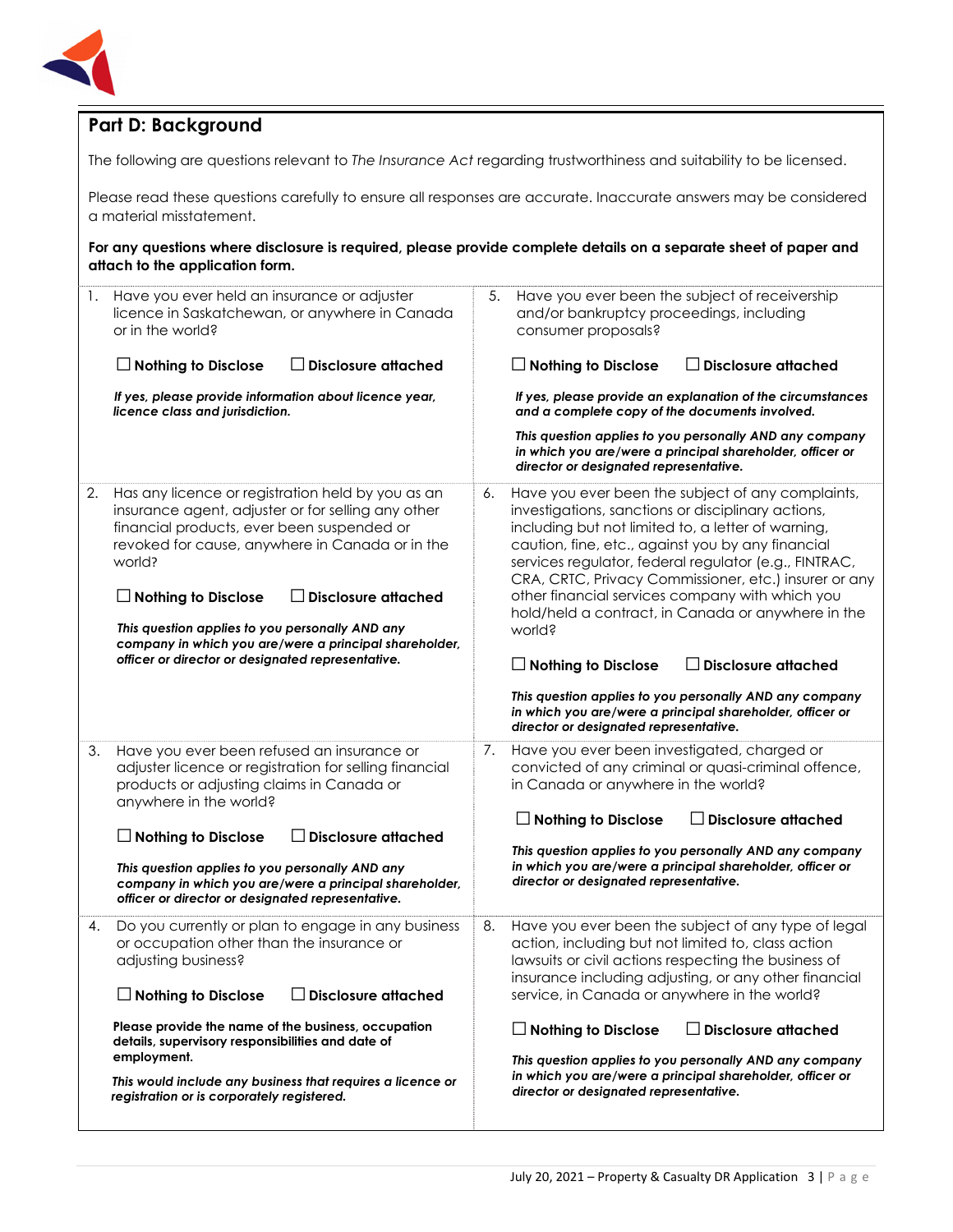## Part D: Background

The following are questions relevant to *The Insurance Act* regarding trustworthiness and suitability to be licensed.

Please read these questions carefully to ensure all responses are accurate. Inaccurate answers may be considered a material misstatement.

**For any questions where disclosure is required, please provide complete details on a separate sheet of paper and attach to the application form.**

1. Have you ever held an insurance or adjuster licence in Saskatchewan, or anywhere in Canada or in the world?

   ☐ **Nothing to Disclose** ☐ **Disclosure attached**

   ***If yes, please provide information about licence year, licence class and jurisdiction.***

2. Has any licence or registration held by you as an insurance agent, adjuster or for selling any other financial products, ever been suspended or revoked for cause, anywhere in Canada or in the world?

   ☐ **Nothing to Disclose** ☐ **Disclosure attached**

   ***This question applies to you personally AND any company in which you are/were a principal shareholder, officer or director or designated representative.***

3. Have you ever been refused an insurance or adjuster licence or registration for selling financial products or adjusting claims in Canada or anywhere in the world?

   ☐ **Nothing to Disclose** ☐ **Disclosure attached**

   ***This question applies to you personally AND any company in which you are/were a principal shareholder, officer or director or designated representative.***

4. Do you currently or plan to engage in any business or occupation other than the insurance or adjusting business?

   ☐ **Nothing to Disclose** ☐ **Disclosure attached**

   **Please provide the name of the business, occupation details, supervisory responsibilities and date of employment.**

   ***This would include any business that requires a licence or registration or is corporately registered.***

5. Have you ever been the subject of receivership and/or bankruptcy proceedings, including consumer proposals?

   ☐ **Nothing to Disclose** ☐ **Disclosure attached**

   ***If yes, please provide an explanation of the circumstances and a complete copy of the documents involved.***

   ***This question applies to you personally AND any company in which you are/were a principal shareholder, officer or director or designated representative.***

6. Have you ever been the subject of any complaints, investigations, sanctions or disciplinary actions, including but not limited to, a letter of warning, caution, fine, etc., against you by any financial services regulator, federal regulator (e.g., FINTRAC, CRA, CRTC, Privacy Commissioner, etc.) insurer or any other financial services company with which you hold/held a contract, in Canada or anywhere in the world?

   ☐ **Nothing to Disclose** ☐ **Disclosure attached**

   ***This question applies to you personally AND any company in which you are/were a principal shareholder, officer or director or designated representative.***

7. Have you ever been investigated, charged or convicted of any criminal or quasi-criminal offence, in Canada or anywhere in the world?

   ☐ **Nothing to Disclose** ☐ **Disclosure attached**

   ***This question applies to you personally AND any company in which you are/were a principal shareholder, officer or director or designated representative.***

8. Have you ever been the subject of any type of legal action, including but not limited to, class action lawsuits or civil actions respecting the business of insurance including adjusting, or any other financial service, in Canada or anywhere in the world?

   ☐ **Nothing to Disclose** ☐ **Disclosure attached**

   ***This question applies to you personally AND any company in which you are/were a principal shareholder, officer or director or designated representative.***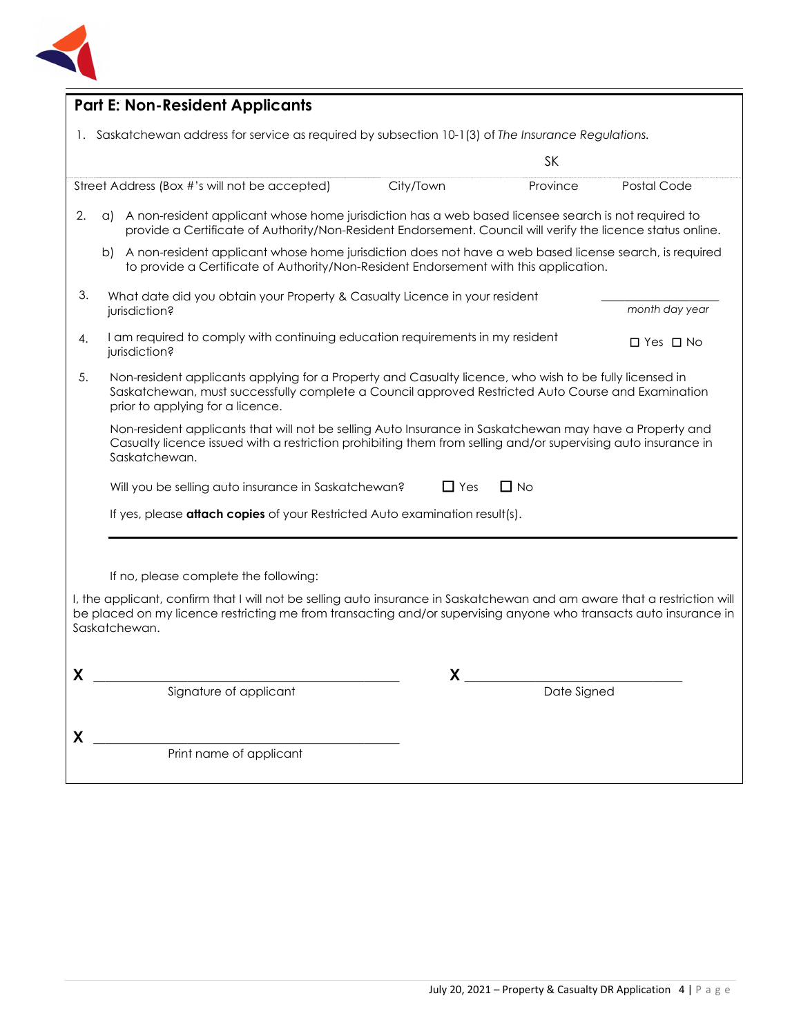## Part E: Non-Resident Applicants

1. Saskatchewan address for service as required by subsection 10-1(3) of *The Insurance Regulations.*

| Street Address (Box #'s will not be accepted) | City/Town | Province | Postal Code |
|---|---|---|---|
| | | SK | |

2. a) A non-resident applicant whose home jurisdiction has a web based licensee search is not required to provide a Certificate of Authority/Non-Resident Endorsement. Council will verify the licence status online.

   b) A non-resident applicant whose home jurisdiction does not have a web based license search, is required to provide a Certificate of Authority/Non-Resident Endorsement with this application.

3. What date did you obtain your Property & Casualty Licence in your resident jurisdiction? ____________ *month day year*

4. I am required to comply with continuing education requirements in my resident jurisdiction? ☐ Yes ☐ No

5. Non-resident applicants applying for a Property and Casualty licence, who wish to be fully licensed in Saskatchewan, must successfully complete a Council approved Restricted Auto Course and Examination prior to applying for a licence.

   Non-resident applicants that will not be selling Auto Insurance in Saskatchewan may have a Property and Casualty licence issued with a restriction prohibiting them from selling and/or supervising auto insurance in Saskatchewan.

   Will you be selling auto insurance in Saskatchewan? ☐ Yes ☐ No

   If yes, please **attach copies** of your Restricted Auto examination result(s).

---

If no, please complete the following:

I, the applicant, confirm that I will not be selling auto insurance in Saskatchewan and am aware that a restriction will be placed on my licence restricting me from transacting and/or supervising anyone who transacts auto insurance in Saskatchewan.

**X** ______________________________ Signature of applicant

**X** ______________________________ Date Signed

**X** ______________________________ Print name of applicant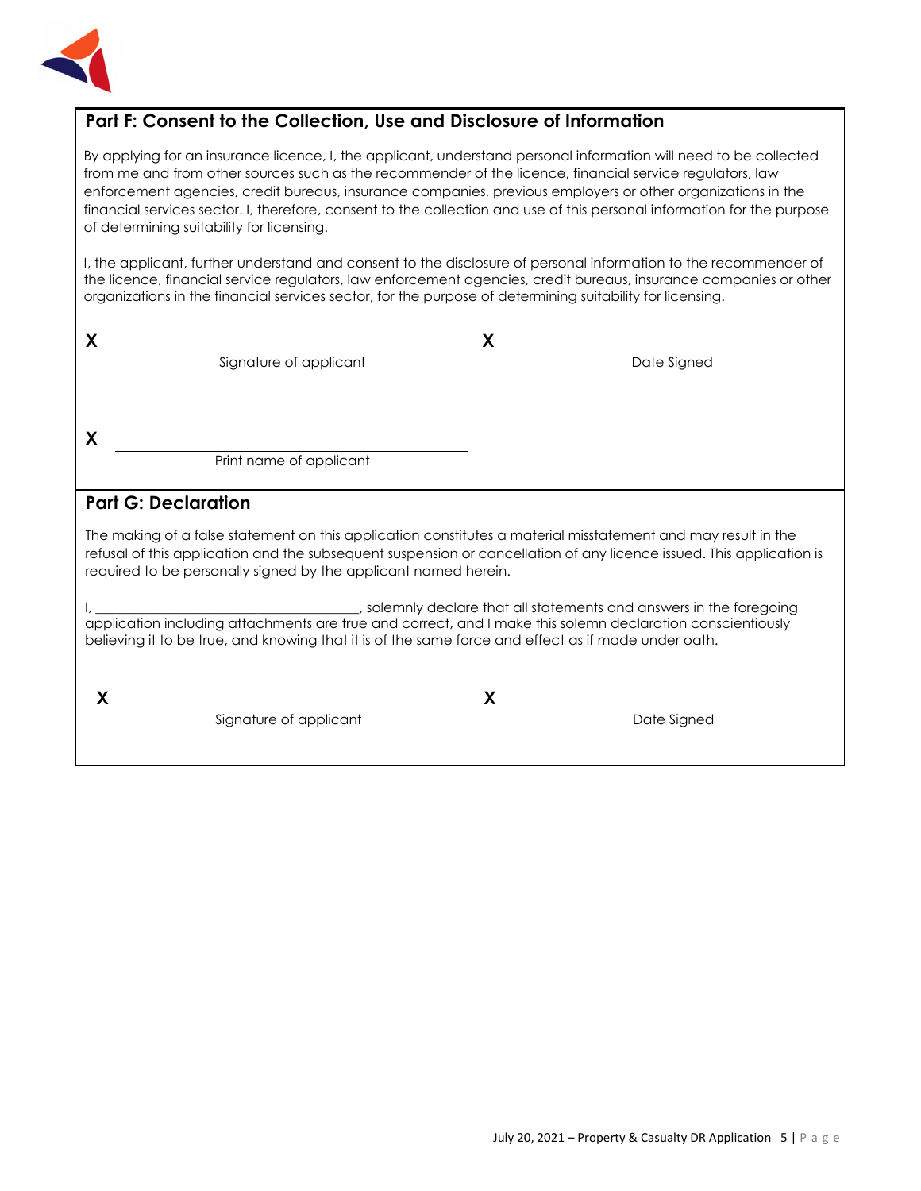## Part F: Consent to the Collection, Use and Disclosure of Information

By applying for an insurance licence, I, the applicant, understand personal information will need to be collected from me and from other sources such as the recommender of the licence, financial service regulators, law enforcement agencies, credit bureaus, insurance companies, previous employers or other organizations in the financial services sector. I, therefore, consent to the collection and use of this personal information for the purpose of determining suitability for licensing.

I, the applicant, further understand and consent to the disclosure of personal information to the recommender of the licence, financial service regulators, law enforcement agencies, credit bureaus, insurance companies or other organizations in the financial services sector, for the purpose of determining suitability for licensing.

X ______________________________ X ______________________________
Signature of applicant Date Signed

X ______________________________
Print name of applicant

## Part G: Declaration

The making of a false statement on this application constitutes a material misstatement and may result in the refusal of this application and the subsequent suspension or cancellation of any licence issued. This application is required to be personally signed by the applicant named herein.

I, ______________________________, solemnly declare that all statements and answers in the foregoing application including attachments are true and correct, and I make this solemn declaration conscientiously believing it to be true, and knowing that it is of the same force and effect as if made under oath.

X ______________________________ X ______________________________
Signature of applicant Date Signed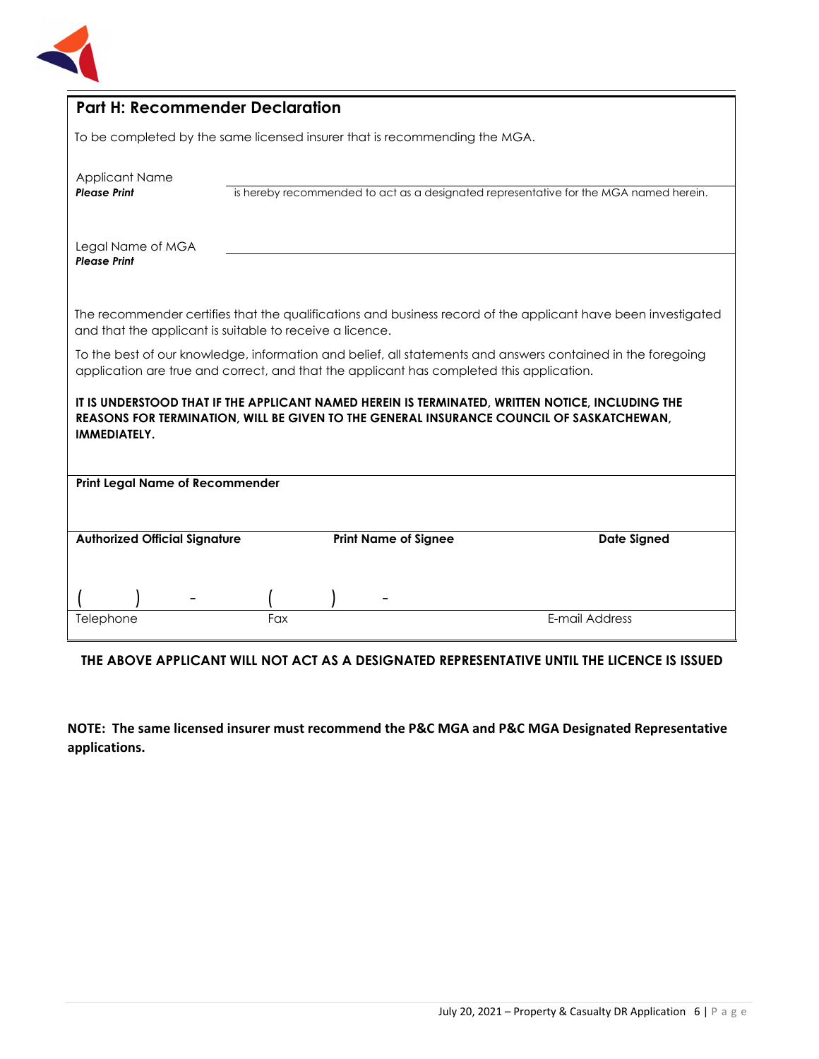## Part H: Recommender Declaration

To be completed by the same licensed insurer that is recommending the MGA.

Applicant Name
***Please Print*** \_\_\_\_\_\_\_\_\_\_\_\_\_\_\_\_\_\_\_\_\_\_\_\_\_\_\_\_\_\_\_\_\_\_\_\_\_\_\_\_
is hereby recommended to act as a designated representative for the MGA named herein.

Legal Name of MGA
***Please Print*** \_\_\_\_\_\_\_\_\_\_\_\_\_\_\_\_\_\_\_\_\_\_\_\_\_\_\_\_\_\_\_\_\_\_\_\_\_\_\_\_

The recommender certifies that the qualifications and business record of the applicant have been investigated and that the applicant is suitable to receive a licence.

To the best of our knowledge, information and belief, all statements and answers contained in the foregoing application are true and correct, and that the applicant has completed this application.

**IT IS UNDERSTOOD THAT IF THE APPLICANT NAMED HEREIN IS TERMINATED, WRITTEN NOTICE, INCLUDING THE REASONS FOR TERMINATION, WILL BE GIVEN TO THE GENERAL INSURANCE COUNCIL OF SASKATCHEWAN, IMMEDIATELY.**

**Print Legal Name of Recommender**

| **Authorized Official Signature** | **Print Name of Signee** | **Date Signed** |
| --- | --- | --- |
| | | |

| ( ) - | ( ) - | |
| --- | --- | --- |
| Telephone | Fax | E-mail Address |

**THE ABOVE APPLICANT WILL NOT ACT AS A DESIGNATED REPRESENTATIVE UNTIL THE LICENCE IS ISSUED**

**NOTE: The same licensed insurer must recommend the P&C MGA and P&C MGA Designated Representative applications.**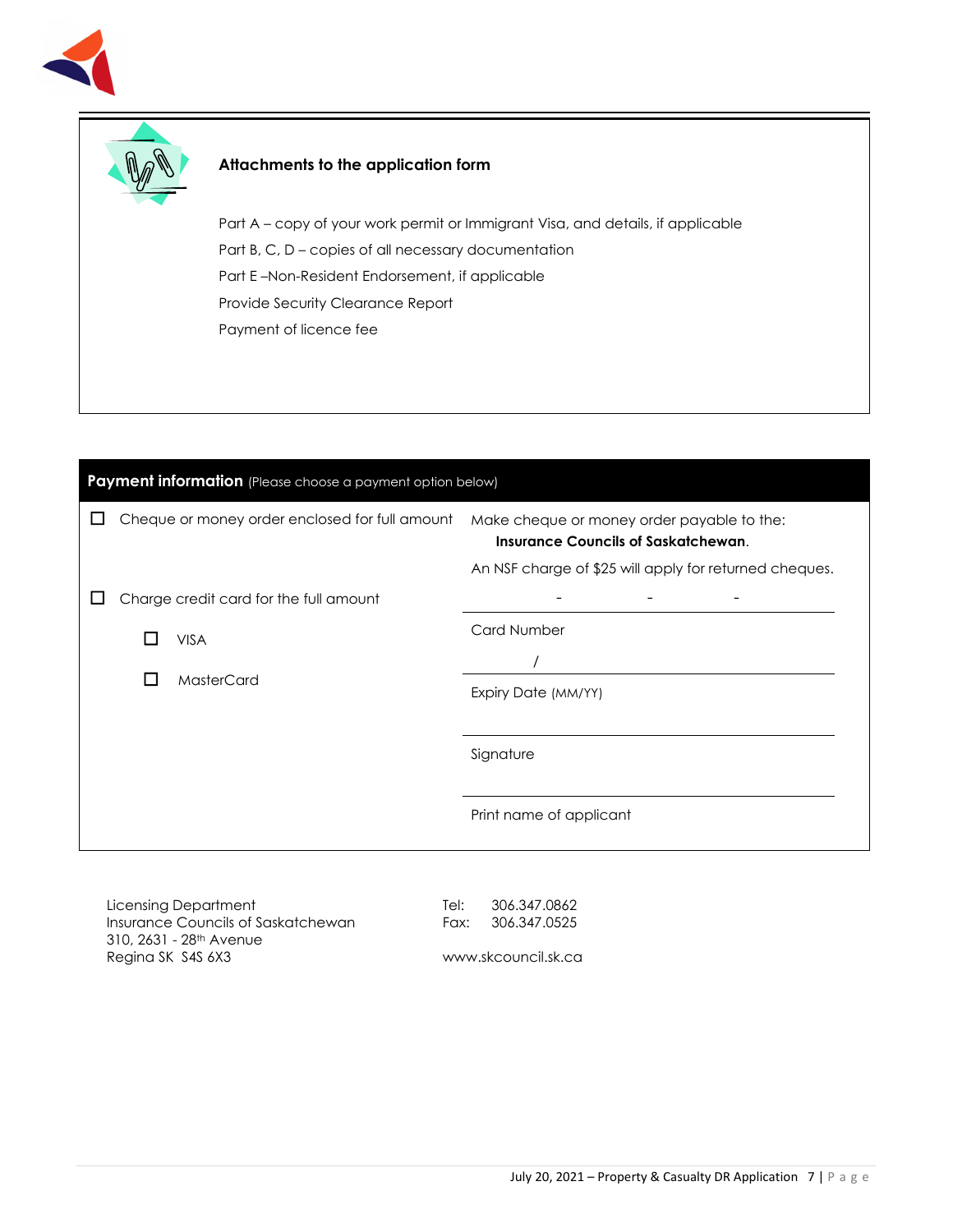## Attachments to the application form

Part A – copy of your work permit or Immigrant Visa, and details, if applicable

Part B, C, D – copies of all necessary documentation

Part E –Non-Resident Endorsement, if applicable

Provide Security Clearance Report

Payment of licence fee

## Payment information (Please choose a payment option below)

☐ Cheque or money order enclosed for full amount

Make cheque or money order payable to the: **Insurance Councils of Saskatchewan**.

An NSF charge of $25 will apply for returned cheques.

☐ Charge credit card for the full amount

☐ VISA

☐ MasterCard

\_\_\_\_\_ - \_\_\_\_\_ - \_\_\_\_\_ - \_\_\_\_\_
Card Number

\_\_\_\_\_ / \_\_\_\_\_
Expiry Date (MM/YY)

\_\_\_\_\_\_\_\_\_\_\_\_\_\_\_\_\_\_\_\_
Signature

\_\_\_\_\_\_\_\_\_\_\_\_\_\_\_\_\_\_\_\_
Print name of applicant

Licensing Department
Insurance Councils of Saskatchewan
310, 2631 - 28th Avenue
Regina SK S4S 6X3

Tel: 306.347.0862
Fax: 306.347.0525

www.skcouncil.sk.ca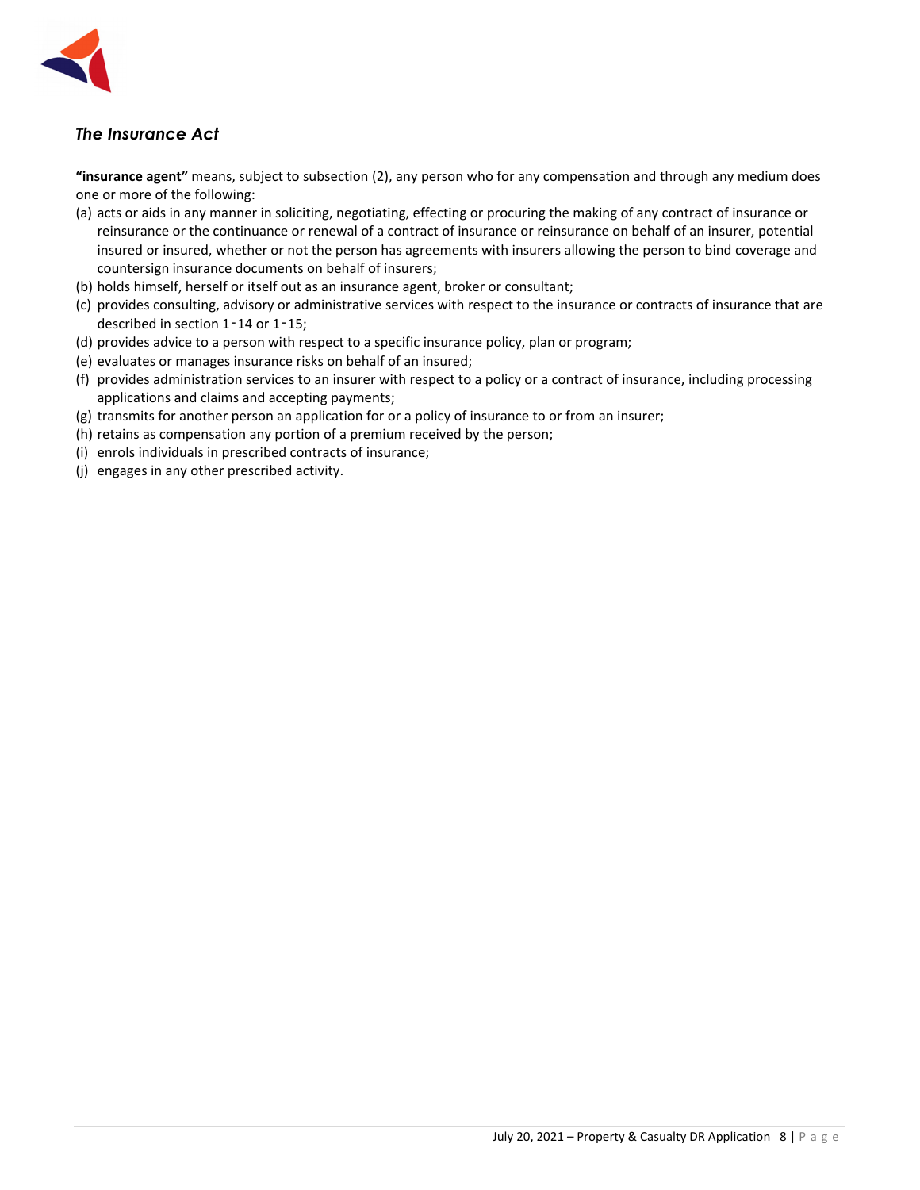*The Insurance Act*

**"insurance agent"** means, subject to subsection (2), any person who for any compensation and through any medium does one or more of the following:

(a) acts or aids in any manner in soliciting, negotiating, effecting or procuring the making of any contract of insurance or reinsurance or the continuance or renewal of a contract of insurance or reinsurance on behalf of an insurer, potential insured or insured, whether or not the person has agreements with insurers allowing the person to bind coverage and countersign insurance documents on behalf of insurers;

(b) holds himself, herself or itself out as an insurance agent, broker or consultant;

(c) provides consulting, advisory or administrative services with respect to the insurance or contracts of insurance that are described in section 1‑14 or 1‑15;

(d) provides advice to a person with respect to a specific insurance policy, plan or program;

(e) evaluates or manages insurance risks on behalf of an insured;

(f) provides administration services to an insurer with respect to a policy or a contract of insurance, including processing applications and claims and accepting payments;

(g) transmits for another person an application for or a policy of insurance to or from an insurer;

(h) retains as compensation any portion of a premium received by the person;

(i) enrols individuals in prescribed contracts of insurance;

(j) engages in any other prescribed activity.